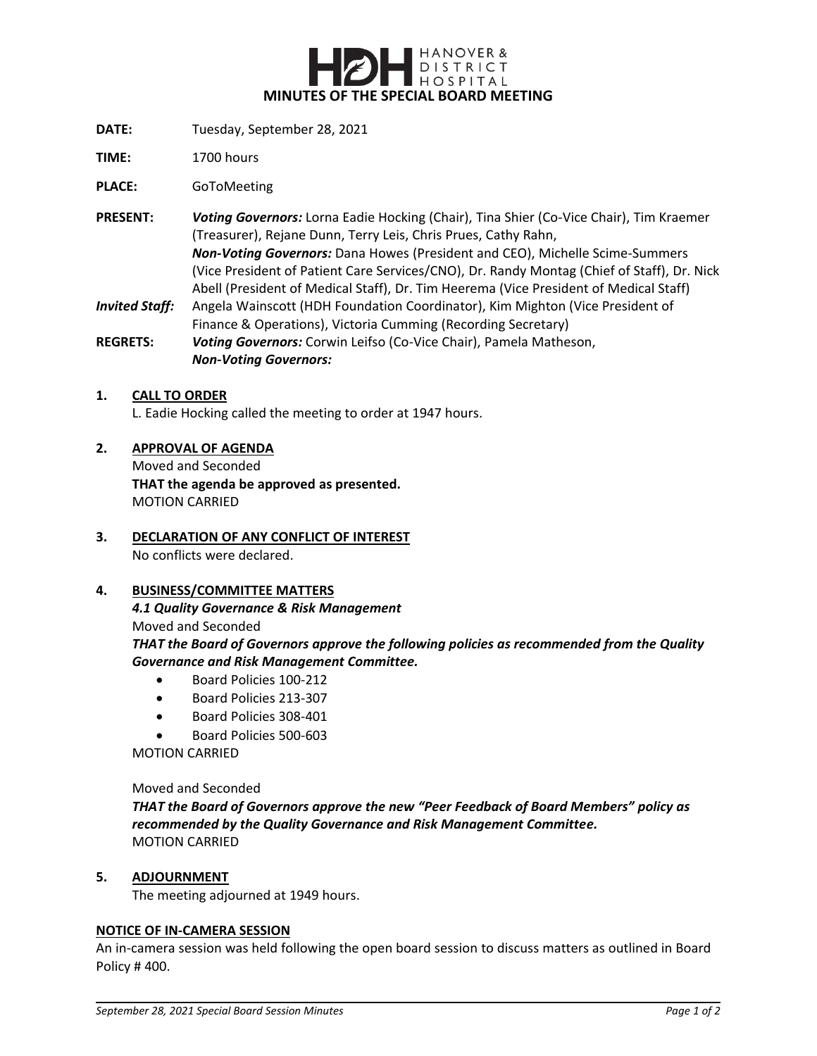HANOVER & DISTRICT HOSPITAL

# MINUTES OF THE SPECIAL BOARD MEETING

**DATE:** Tuesday, September 28, 2021

**TIME:** 1700 hours

**PLACE:** GoToMeeting

**PRESENT:** ***Voting Governors:*** Lorna Eadie Hocking (Chair), Tina Shier (Co-Vice Chair), Tim Kraemer (Treasurer), Rejane Dunn, Terry Leis, Chris Prues, Cathy Rahn,
***Non-Voting Governors:*** Dana Howes (President and CEO), Michelle Scime-Summers (Vice President of Patient Care Services/CNO), Dr. Randy Montag (Chief of Staff), Dr. Nick Abell (President of Medical Staff), Dr. Tim Heerema (Vice President of Medical Staff)

***Invited Staff:*** Angela Wainscott (HDH Foundation Coordinator), Kim Mighton (Vice President of Finance & Operations), Victoria Cumming (Recording Secretary)

**REGRETS:** ***Voting Governors:*** Corwin Leifso (Co-Vice Chair), Pamela Matheson,
***Non-Voting Governors:***

## 1. CALL TO ORDER

L. Eadie Hocking called the meeting to order at 1947 hours.

## 2. APPROVAL OF AGENDA

Moved and Seconded
**THAT the agenda be approved as presented.**
MOTION CARRIED

## 3. DECLARATION OF ANY CONFLICT OF INTEREST

No conflicts were declared.

## 4. BUSINESS/COMMITTEE MATTERS

***4.1 Quality Governance & Risk Management***

Moved and Seconded
***THAT the Board of Governors approve the following policies as recommended from the Quality Governance and Risk Management Committee.***

- Board Policies 100-212
- Board Policies 213-307
- Board Policies 308-401
- Board Policies 500-603

MOTION CARRIED

Moved and Seconded
***THAT the Board of Governors approve the new "Peer Feedback of Board Members" policy as recommended by the Quality Governance and Risk Management Committee.***
MOTION CARRIED

## 5. ADJOURNMENT

The meeting adjourned at 1949 hours.

## NOTICE OF IN-CAMERA SESSION

An in-camera session was held following the open board session to discuss matters as outlined in Board Policy # 400.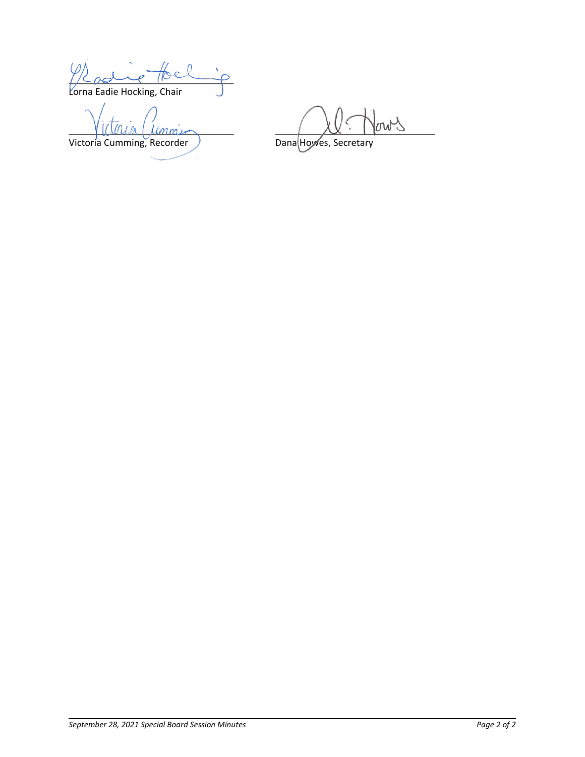Lorna Eadie Hocking, Chair

Victoria Cumming, Recorder

Dana Howes, Secretary